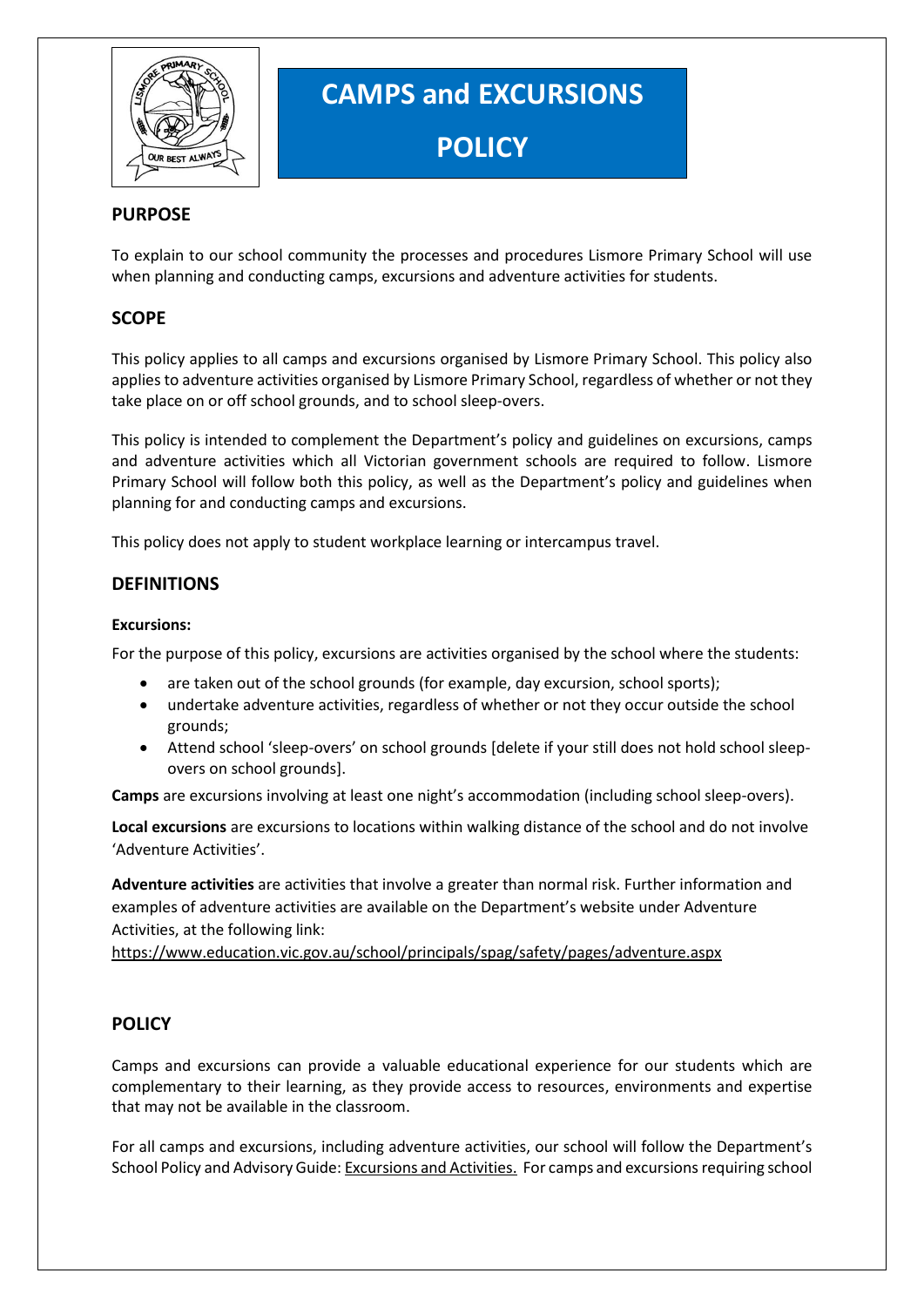# CAMPS and EXCURSIONS POLICY

## PURPOSE

To explain to our school community the processes and procedures Lismore Primary School will use when planning and conducting camps, excursions and adventure activities for students.

## SCOPE

This policy applies to all camps and excursions organised by Lismore Primary School. This policy also applies to adventure activities organised by Lismore Primary School, regardless of whether or not they take place on or off school grounds, and to school sleep-overs.

This policy is intended to complement the Department's policy and guidelines on excursions, camps and adventure activities which all Victorian government schools are required to follow. Lismore Primary School will follow both this policy, as well as the Department's policy and guidelines when planning for and conducting camps and excursions.

This policy does not apply to student workplace learning or intercampus travel.

## DEFINITIONS

**Excursions:**

For the purpose of this policy, excursions are activities organised by the school where the students:

- are taken out of the school grounds (for example, day excursion, school sports);
- undertake adventure activities, regardless of whether or not they occur outside the school grounds;
- Attend school 'sleep-overs' on school grounds [delete if your still does not hold school sleep-overs on school grounds].

**Camps** are excursions involving at least one night's accommodation (including school sleep-overs).

**Local excursions** are excursions to locations within walking distance of the school and do not involve 'Adventure Activities'.

**Adventure activities** are activities that involve a greater than normal risk. Further information and examples of adventure activities are available on the Department's website under Adventure Activities, at the following link:
https://www.education.vic.gov.au/school/principals/spag/safety/pages/adventure.aspx

## POLICY

Camps and excursions can provide a valuable educational experience for our students which are complementary to their learning, as they provide access to resources, environments and expertise that may not be available in the classroom.

For all camps and excursions, including adventure activities, our school will follow the Department's School Policy and Advisory Guide: Excursions and Activities. For camps and excursions requiring school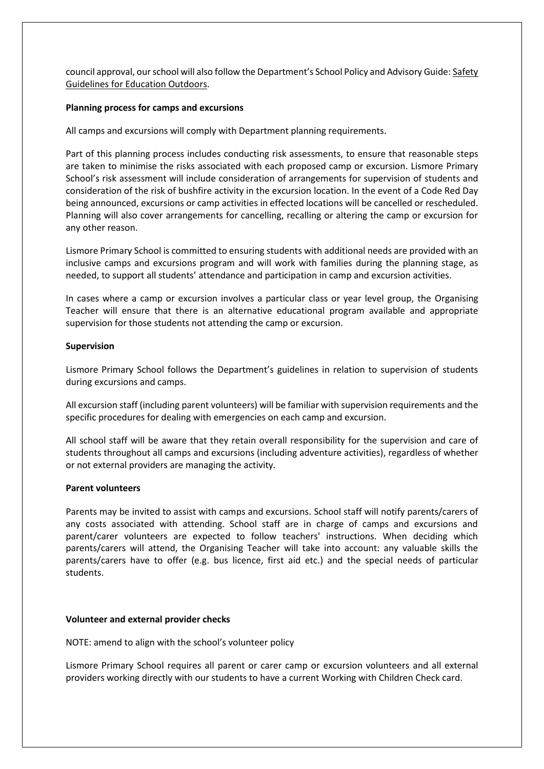council approval, our school will also follow the Department's School Policy and Advisory Guide: Safety Guidelines for Education Outdoors.

**Planning process for camps and excursions**

All camps and excursions will comply with Department planning requirements.

Part of this planning process includes conducting risk assessments, to ensure that reasonable steps are taken to minimise the risks associated with each proposed camp or excursion. Lismore Primary School's risk assessment will include consideration of arrangements for supervision of students and consideration of the risk of bushfire activity in the excursion location. In the event of a Code Red Day being announced, excursions or camp activities in effected locations will be cancelled or rescheduled. Planning will also cover arrangements for cancelling, recalling or altering the camp or excursion for any other reason.

Lismore Primary School is committed to ensuring students with additional needs are provided with an inclusive camps and excursions program and will work with families during the planning stage, as needed, to support all students' attendance and participation in camp and excursion activities.

In cases where a camp or excursion involves a particular class or year level group, the Organising Teacher will ensure that there is an alternative educational program available and appropriate supervision for those students not attending the camp or excursion.

**Supervision**

Lismore Primary School follows the Department's guidelines in relation to supervision of students during excursions and camps.

All excursion staff (including parent volunteers) will be familiar with supervision requirements and the specific procedures for dealing with emergencies on each camp and excursion.

All school staff will be aware that they retain overall responsibility for the supervision and care of students throughout all camps and excursions (including adventure activities), regardless of whether or not external providers are managing the activity.

**Parent volunteers**

Parents may be invited to assist with camps and excursions. School staff will notify parents/carers of any costs associated with attending. School staff are in charge of camps and excursions and parent/carer volunteers are expected to follow teachers' instructions. When deciding which parents/carers will attend, the Organising Teacher will take into account: any valuable skills the parents/carers have to offer (e.g. bus licence, first aid etc.) and the special needs of particular students.

**Volunteer and external provider checks**

NOTE: amend to align with the school's volunteer policy

Lismore Primary School requires all parent or carer camp or excursion volunteers and all external providers working directly with our students to have a current Working with Children Check card.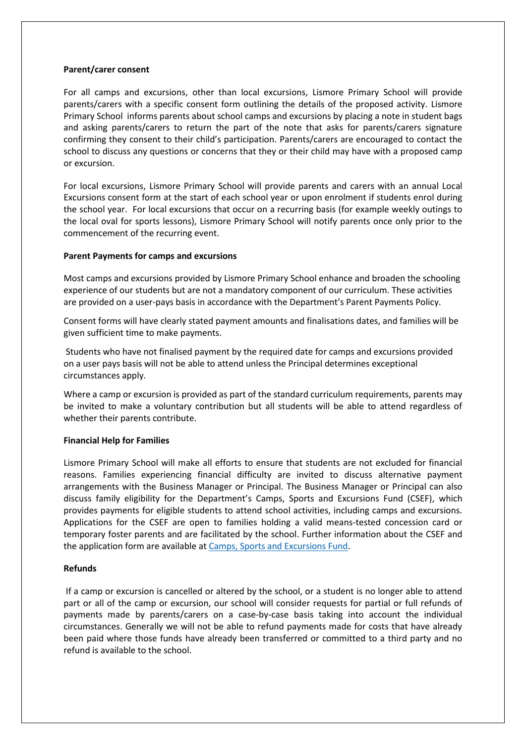**Parent/carer consent**

For all camps and excursions, other than local excursions, Lismore Primary School will provide parents/carers with a specific consent form outlining the details of the proposed activity. Lismore Primary School informs parents about school camps and excursions by placing a note in student bags and asking parents/carers to return the part of the note that asks for parents/carers signature confirming they consent to their child's participation. Parents/carers are encouraged to contact the school to discuss any questions or concerns that they or their child may have with a proposed camp or excursion.

For local excursions, Lismore Primary School will provide parents and carers with an annual Local Excursions consent form at the start of each school year or upon enrolment if students enrol during the school year. For local excursions that occur on a recurring basis (for example weekly outings to the local oval for sports lessons), Lismore Primary School will notify parents once only prior to the commencement of the recurring event.

**Parent Payments for camps and excursions**

Most camps and excursions provided by Lismore Primary School enhance and broaden the schooling experience of our students but are not a mandatory component of our curriculum. These activities are provided on a user-pays basis in accordance with the Department's Parent Payments Policy.

Consent forms will have clearly stated payment amounts and finalisations dates, and families will be given sufficient time to make payments.

Students who have not finalised payment by the required date for camps and excursions provided on a user pays basis will not be able to attend unless the Principal determines exceptional circumstances apply.

Where a camp or excursion is provided as part of the standard curriculum requirements, parents may be invited to make a voluntary contribution but all students will be able to attend regardless of whether their parents contribute.

**Financial Help for Families**

Lismore Primary School will make all efforts to ensure that students are not excluded for financial reasons. Families experiencing financial difficulty are invited to discuss alternative payment arrangements with the Business Manager or Principal. The Business Manager or Principal can also discuss family eligibility for the Department's Camps, Sports and Excursions Fund (CSEF), which provides payments for eligible students to attend school activities, including camps and excursions. Applications for the CSEF are open to families holding a valid means-tested concession card or temporary foster parents and are facilitated by the school. Further information about the CSEF and the application form are available at Camps, Sports and Excursions Fund.

**Refunds**

If a camp or excursion is cancelled or altered by the school, or a student is no longer able to attend part or all of the camp or excursion, our school will consider requests for partial or full refunds of payments made by parents/carers on a case-by-case basis taking into account the individual circumstances. Generally we will not be able to refund payments made for costs that have already been paid where those funds have already been transferred or committed to a third party and no refund is available to the school.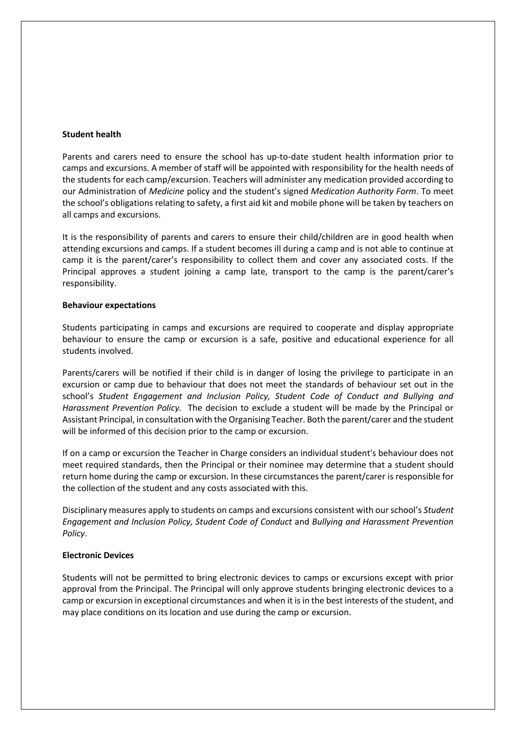**Student health**

Parents and carers need to ensure the school has up-to-date student health information prior to camps and excursions. A member of staff will be appointed with responsibility for the health needs of the students for each camp/excursion. Teachers will administer any medication provided according to our Administration of *Medicine* policy and the student's signed *Medication Authority Form*. To meet the school's obligations relating to safety, a first aid kit and mobile phone will be taken by teachers on all camps and excursions.

It is the responsibility of parents and carers to ensure their child/children are in good health when attending excursions and camps. If a student becomes ill during a camp and is not able to continue at camp it is the parent/carer's responsibility to collect them and cover any associated costs. If the Principal approves a student joining a camp late, transport to the camp is the parent/carer's responsibility.

**Behaviour expectations**

Students participating in camps and excursions are required to cooperate and display appropriate behaviour to ensure the camp or excursion is a safe, positive and educational experience for all students involved.

Parents/carers will be notified if their child is in danger of losing the privilege to participate in an excursion or camp due to behaviour that does not meet the standards of behaviour set out in the school's *Student Engagement and Inclusion Policy, Student Code of Conduct and Bullying and Harassment Prevention Policy.* The decision to exclude a student will be made by the Principal or Assistant Principal, in consultation with the Organising Teacher. Both the parent/carer and the student will be informed of this decision prior to the camp or excursion.

If on a camp or excursion the Teacher in Charge considers an individual student's behaviour does not meet required standards, then the Principal or their nominee may determine that a student should return home during the camp or excursion. In these circumstances the parent/carer is responsible for the collection of the student and any costs associated with this.

Disciplinary measures apply to students on camps and excursions consistent with our school's *Student Engagement and Inclusion Policy, Student Code of Conduct* and *Bullying and Harassment Prevention Policy*.

**Electronic Devices**

Students will not be permitted to bring electronic devices to camps or excursions except with prior approval from the Principal. The Principal will only approve students bringing electronic devices to a camp or excursion in exceptional circumstances and when it is in the best interests of the student, and may place conditions on its location and use during the camp or excursion.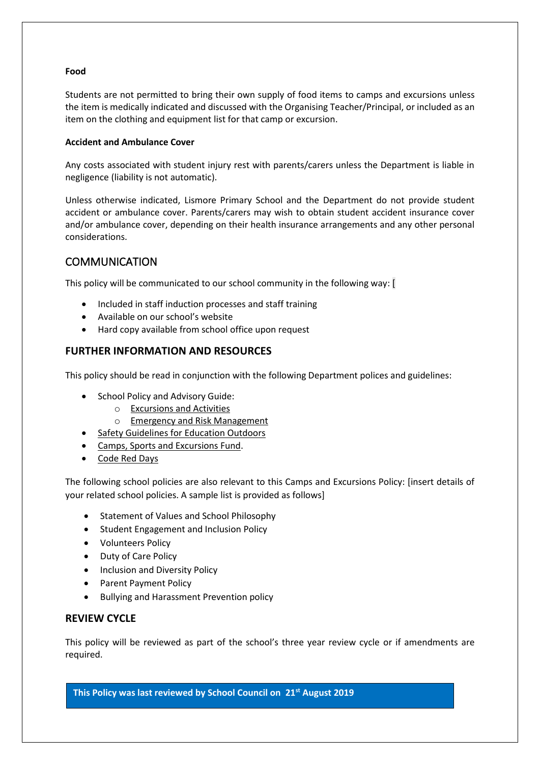**Food**

Students are not permitted to bring their own supply of food items to camps and excursions unless the item is medically indicated and discussed with the Organising Teacher/Principal, or included as an item on the clothing and equipment list for that camp or excursion.

**Accident and Ambulance Cover**

Any costs associated with student injury rest with parents/carers unless the Department is liable in negligence (liability is not automatic).

Unless otherwise indicated, Lismore Primary School and the Department do not provide student accident or ambulance cover. Parents/carers may wish to obtain student accident insurance cover and/or ambulance cover, depending on their health insurance arrangements and any other personal considerations.

## COMMUNICATION

This policy will be communicated to our school community in the following way: [

- Included in staff induction processes and staff training
- Available on our school's website
- Hard copy available from school office upon request

## FURTHER INFORMATION AND RESOURCES

This policy should be read in conjunction with the following Department polices and guidelines:

- School Policy and Advisory Guide:
  - Excursions and Activities
  - Emergency and Risk Management
- Safety Guidelines for Education Outdoors
- Camps, Sports and Excursions Fund.
- Code Red Days

The following school policies are also relevant to this Camps and Excursions Policy: [insert details of your related school policies. A sample list is provided as follows]

- Statement of Values and School Philosophy
- Student Engagement and Inclusion Policy
- Volunteers Policy
- Duty of Care Policy
- Inclusion and Diversity Policy
- Parent Payment Policy
- Bullying and Harassment Prevention policy

## REVIEW CYCLE

This policy will be reviewed as part of the school's three year review cycle or if amendments are required.

**This Policy was last reviewed by School Council on 21st August 2019**